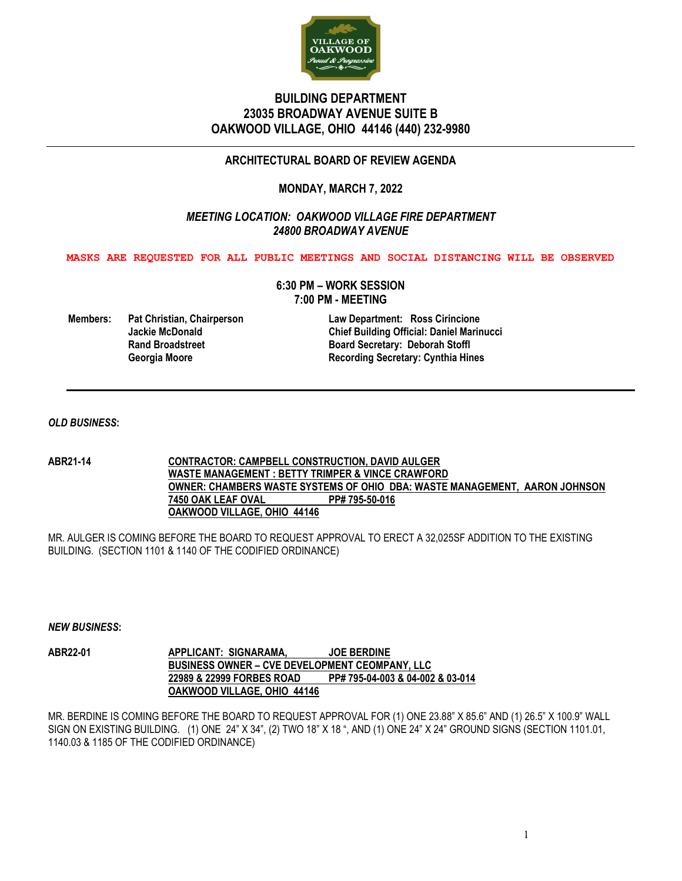# BUILDING DEPARTMENT
# 23035 BROADWAY AVENUE SUITE B
# OAKWOOD VILLAGE, OHIO 44146 (440) 232-9980

---

## ARCHITECTURAL BOARD OF REVIEW AGENDA

### MONDAY, MARCH 7, 2022

***MEETING LOCATION: OAKWOOD VILLAGE FIRE DEPARTMENT***
***24800 BROADWAY AVENUE***

**MASKS ARE REQUESTED FOR ALL PUBLIC MEETINGS AND SOCIAL DISTANCING WILL BE OBSERVED**

**6:30 PM – WORK SESSION**
**7:00 PM - MEETING**

**Members:** Pat Christian, Chairperson
Jackie McDonald
Rand Broadstreet
Georgia Moore

**Law Department: Ross Cirincione**
**Chief Building Official: Daniel Marinucci**
**Board Secretary: Deborah Stoffl**
**Recording Secretary: Cynthia Hines**

---

***OLD BUSINESS*:**

**ABR21-14** **CONTRACTOR: CAMPBELL CONSTRUCTION, DAVID AULGER**
**WASTE MANAGEMENT : BETTY TRIMPER & VINCE CRAWFORD**
**OWNER: CHAMBERS WASTE SYSTEMS OF OHIO DBA: WASTE MANAGEMENT, AARON JOHNSON**
**7450 OAK LEAF OVAL PP# 795-50-016**
**OAKWOOD VILLAGE, OHIO 44146**

MR. AULGER IS COMING BEFORE THE BOARD TO REQUEST APPROVAL TO ERECT A 32,025SF ADDITION TO THE EXISTING BUILDING. (SECTION 1101 & 1140 OF THE CODIFIED ORDINANCE)

***NEW BUSINESS*:**

**ABR22-01** **APPLICANT: SIGNARAMA, JOE BERDINE**
**BUSINESS OWNER – CVE DEVELOPMENT CEOMPANY, LLC**
**22989 & 22999 FORBES ROAD PP# 795-04-003 & 04-002 & 03-014**
**OAKWOOD VILLAGE, OHIO 44146**

MR. BERDINE IS COMING BEFORE THE BOARD TO REQUEST APPROVAL FOR (1) ONE 23.88" X 85.6" AND (1) 26.5" X 100.9" WALL SIGN ON EXISTING BUILDING. (1) ONE 24" X 34", (2) TWO 18" X 18 ", AND (1) ONE 24" X 24" GROUND SIGNS (SECTION 1101.01, 1140.03 & 1185 OF THE CODIFIED ORDINANCE)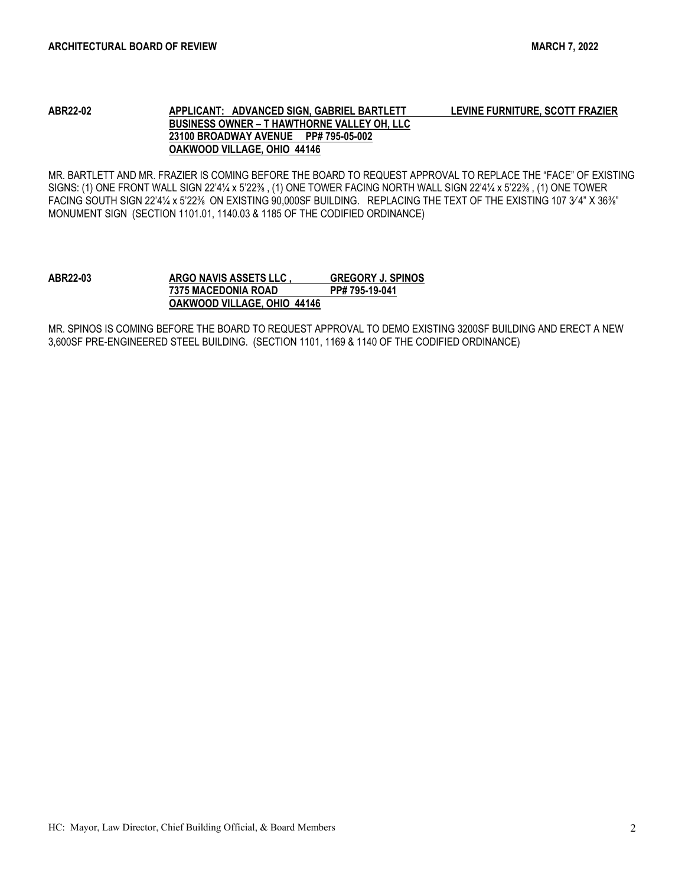**ABR22-02** **APPLICANT: ADVANCED SIGN, GABRIEL BARTLETT** **LEVINE FURNITURE, SCOTT FRAZIER**
**BUSINESS OWNER – T HAWTHORNE VALLEY OH, LLC**
**23100 BROADWAY AVENUE PP# 795-05-002**
**OAKWOOD VILLAGE, OHIO 44146**

MR. BARTLETT AND MR. FRAZIER IS COMING BEFORE THE BOARD TO REQUEST APPROVAL TO REPLACE THE "FACE" OF EXISTING SIGNS: (1) ONE FRONT WALL SIGN 22'4¼ x 5'22⅜ , (1) ONE TOWER FACING NORTH WALL SIGN 22'4¼ x 5'22⅜ , (1) ONE TOWER FACING SOUTH SIGN 22'4¼ x 5'22⅜ ON EXISTING 90,000SF BUILDING. REPLACING THE TEXT OF THE EXISTING 107 3⁄4" X 36⅜" MONUMENT SIGN (SECTION 1101.01, 1140.03 & 1185 OF THE CODIFIED ORDINANCE)

**ABR22-03** **ARGO NAVIS ASSETS LLC ,** **GREGORY J. SPINOS**
**7375 MACEDONIA ROAD** **PP# 795-19-041**
**OAKWOOD VILLAGE, OHIO 44146**

MR. SPINOS IS COMING BEFORE THE BOARD TO REQUEST APPROVAL TO DEMO EXISTING 3200SF BUILDING AND ERECT A NEW 3,600SF PRE-ENGINEERED STEEL BUILDING. (SECTION 1101, 1169 & 1140 OF THE CODIFIED ORDINANCE)

HC: Mayor, Law Director, Chief Building Official, & Board Members